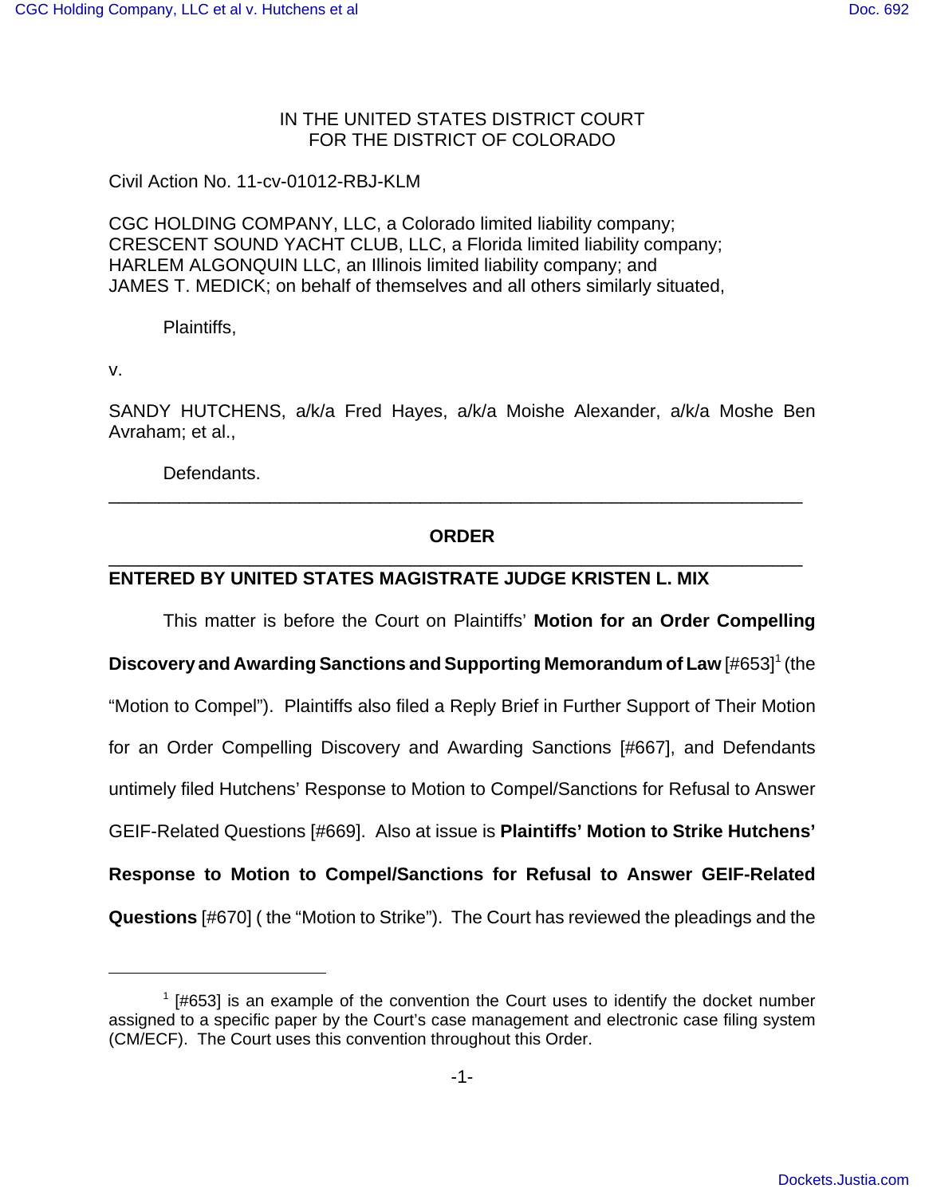IN THE UNITED STATES DISTRICT COURT
FOR THE DISTRICT OF COLORADO

Civil Action No. 11-cv-01012-RBJ-KLM

CGC HOLDING COMPANY, LLC, a Colorado limited liability company;
CRESCENT SOUND YACHT CLUB, LLC, a Florida limited liability company;
HARLEM ALGONQUIN LLC, an Illinois limited liability company; and
JAMES T. MEDICK; on behalf of themselves and all others similarly situated,

Plaintiffs,

v.

SANDY HUTCHENS, a/k/a Fred Hayes, a/k/a Moishe Alexander, a/k/a Moshe Ben Avraham; et al.,

Defendants.

---

**ORDER**

---

**ENTERED BY UNITED STATES MAGISTRATE JUDGE KRISTEN L. MIX**

This matter is before the Court on Plaintiffs' **Motion for an Order Compelling Discovery and Awarding Sanctions and Supporting Memorandum of Law** [#653][1] (the "Motion to Compel"). Plaintiffs also filed a Reply Brief in Further Support of Their Motion for an Order Compelling Discovery and Awarding Sanctions [#667], and Defendants untimely filed Hutchens' Response to Motion to Compel/Sanctions for Refusal to Answer GEIF-Related Questions [#669]. Also at issue is **Plaintiffs' Motion to Strike Hutchens' Response to Motion to Compel/Sanctions for Refusal to Answer GEIF-Related Questions** [#670] ( the "Motion to Strike"). The Court has reviewed the pleadings and the

---

[1] [#653] is an example of the convention the Court uses to identify the docket number assigned to a specific paper by the Court's case management and electronic case filing system (CM/ECF). The Court uses this convention throughout this Order.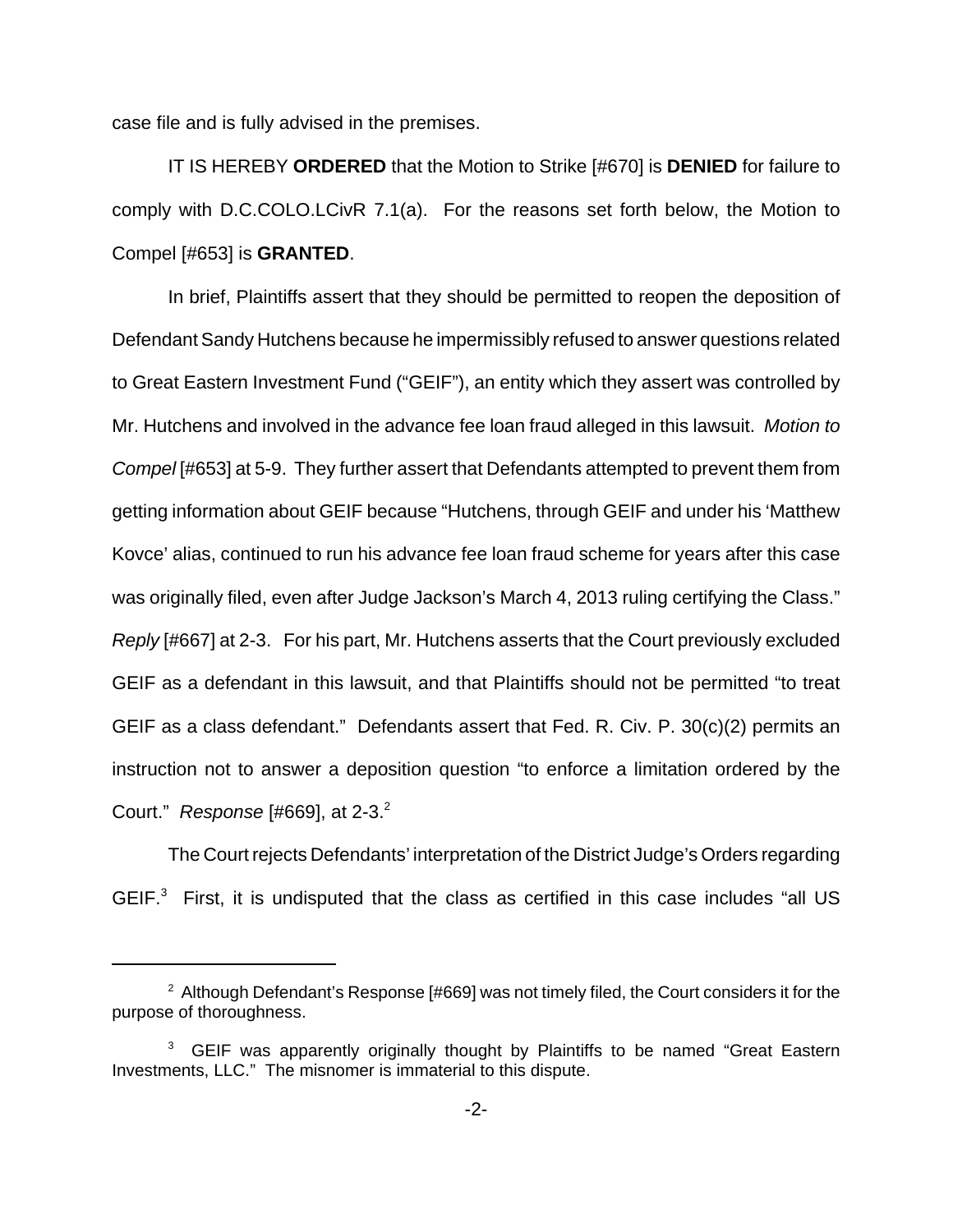case file and is fully advised in the premises.

IT IS HEREBY **ORDERED** that the Motion to Strike [#670] is **DENIED** for failure to comply with D.C.COLO.LCivR 7.1(a). For the reasons set forth below, the Motion to Compel [#653] is **GRANTED**.

In brief, Plaintiffs assert that they should be permitted to reopen the deposition of Defendant Sandy Hutchens because he impermissibly refused to answer questions related to Great Eastern Investment Fund ("GEIF"), an entity which they assert was controlled by Mr. Hutchens and involved in the advance fee loan fraud alleged in this lawsuit. *Motion to Compel* [#653] at 5-9. They further assert that Defendants attempted to prevent them from getting information about GEIF because "Hutchens, through GEIF and under his 'Matthew Kovce' alias, continued to run his advance fee loan fraud scheme for years after this case was originally filed, even after Judge Jackson's March 4, 2013 ruling certifying the Class." *Reply* [#667] at 2-3. For his part, Mr. Hutchens asserts that the Court previously excluded GEIF as a defendant in this lawsuit, and that Plaintiffs should not be permitted "to treat GEIF as a class defendant." Defendants assert that Fed. R. Civ. P. 30(c)(2) permits an instruction not to answer a deposition question "to enforce a limitation ordered by the Court." *Response* [#669], at 2-3.[2]

The Court rejects Defendants' interpretation of the District Judge's Orders regarding GEIF.[3] First, it is undisputed that the class as certified in this case includes "all US

---

[2] Although Defendant's Response [#669] was not timely filed, the Court considers it for the purpose of thoroughness.

[3] GEIF was apparently originally thought by Plaintiffs to be named "Great Eastern Investments, LLC." The misnomer is immaterial to this dispute.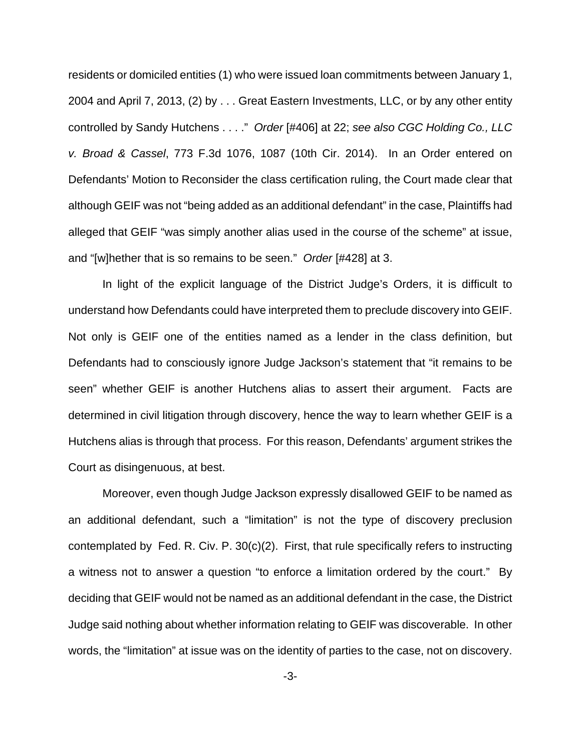residents or domiciled entities (1) who were issued loan commitments between January 1, 2004 and April 7, 2013, (2) by . . . Great Eastern Investments, LLC, or by any other entity controlled by Sandy Hutchens . . . ." *Order* [#406] at 22; *see also CGC Holding Co., LLC v. Broad & Cassel*, 773 F.3d 1076, 1087 (10th Cir. 2014). In an Order entered on Defendants' Motion to Reconsider the class certification ruling, the Court made clear that although GEIF was not "being added as an additional defendant" in the case, Plaintiffs had alleged that GEIF "was simply another alias used in the course of the scheme" at issue, and "[w]hether that is so remains to be seen." *Order* [#428] at 3.

In light of the explicit language of the District Judge's Orders, it is difficult to understand how Defendants could have interpreted them to preclude discovery into GEIF. Not only is GEIF one of the entities named as a lender in the class definition, but Defendants had to consciously ignore Judge Jackson's statement that "it remains to be seen" whether GEIF is another Hutchens alias to assert their argument. Facts are determined in civil litigation through discovery, hence the way to learn whether GEIF is a Hutchens alias is through that process. For this reason, Defendants' argument strikes the Court as disingenuous, at best.

Moreover, even though Judge Jackson expressly disallowed GEIF to be named as an additional defendant, such a "limitation" is not the type of discovery preclusion contemplated by Fed. R. Civ. P. 30(c)(2). First, that rule specifically refers to instructing a witness not to answer a question "to enforce a limitation ordered by the court." By deciding that GEIF would not be named as an additional defendant in the case, the District Judge said nothing about whether information relating to GEIF was discoverable. In other words, the "limitation" at issue was on the identity of parties to the case, not on discovery.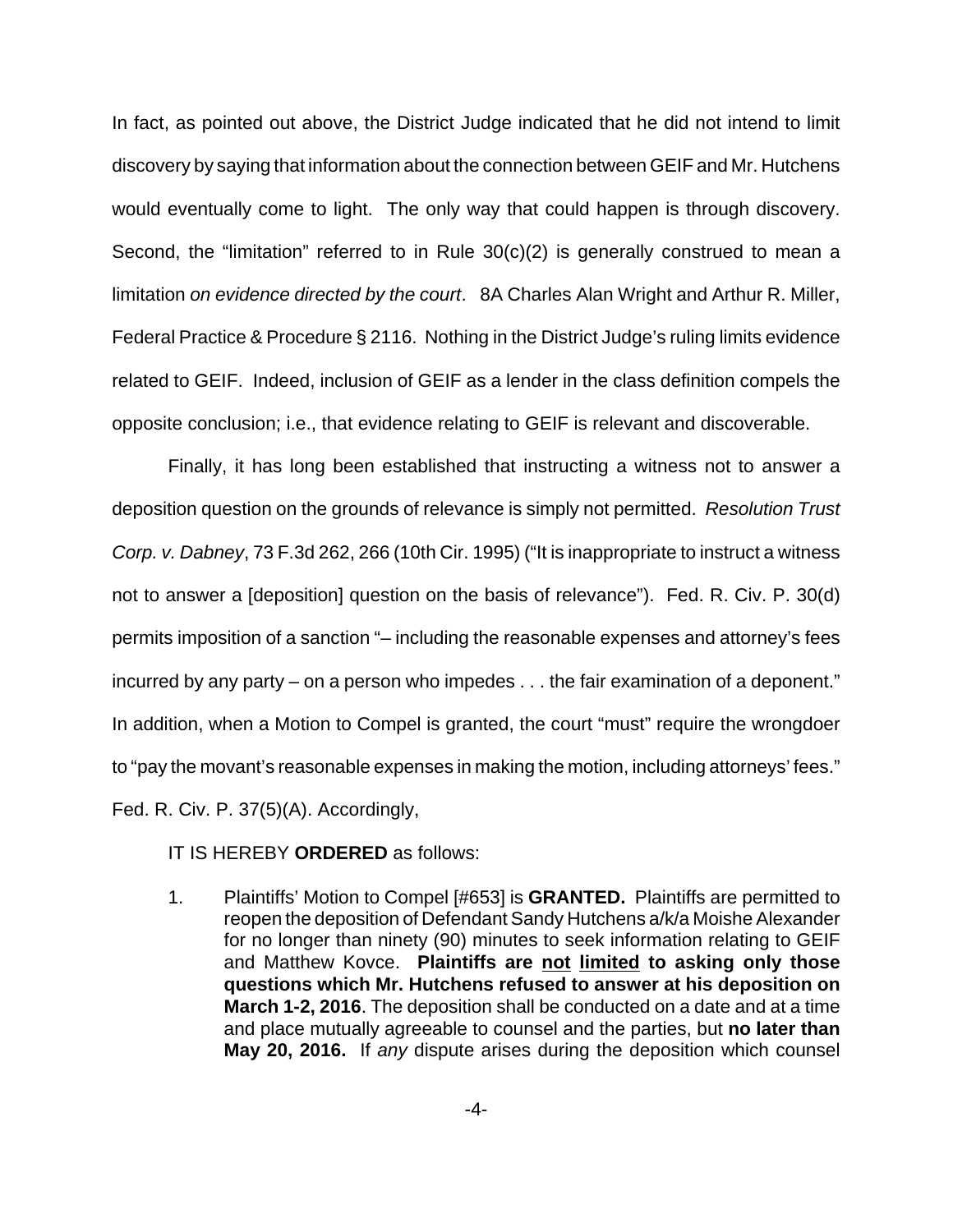In fact, as pointed out above, the District Judge indicated that he did not intend to limit discovery by saying that information about the connection between GEIF and Mr. Hutchens would eventually come to light. The only way that could happen is through discovery. Second, the "limitation" referred to in Rule 30(c)(2) is generally construed to mean a limitation *on evidence directed by the court*. 8A Charles Alan Wright and Arthur R. Miller, Federal Practice & Procedure § 2116. Nothing in the District Judge's ruling limits evidence related to GEIF. Indeed, inclusion of GEIF as a lender in the class definition compels the opposite conclusion; i.e., that evidence relating to GEIF is relevant and discoverable.

Finally, it has long been established that instructing a witness not to answer a deposition question on the grounds of relevance is simply not permitted. *Resolution Trust Corp. v. Dabney*, 73 F.3d 262, 266 (10th Cir. 1995) ("It is inappropriate to instruct a witness not to answer a [deposition] question on the basis of relevance"). Fed. R. Civ. P. 30(d) permits imposition of a sanction "– including the reasonable expenses and attorney's fees incurred by any party – on a person who impedes . . . the fair examination of a deponent." In addition, when a Motion to Compel is granted, the court "must" require the wrongdoer to "pay the movant's reasonable expenses in making the motion, including attorneys' fees." Fed. R. Civ. P. 37(5)(A). Accordingly,

IT IS HEREBY **ORDERED** as follows:

1. Plaintiffs' Motion to Compel [#653] is **GRANTED.** Plaintiffs are permitted to reopen the deposition of Defendant Sandy Hutchens a/k/a Moishe Alexander for no longer than ninety (90) minutes to seek information relating to GEIF and Matthew Kovce. **Plaintiffs are <u>not</u> <u>limited</u> to asking only those questions which Mr. Hutchens refused to answer at his deposition on March 1-2, 2016**. The deposition shall be conducted on a date and at a time and place mutually agreeable to counsel and the parties, but **no later than May 20, 2016.** If *any* dispute arises during the deposition which counsel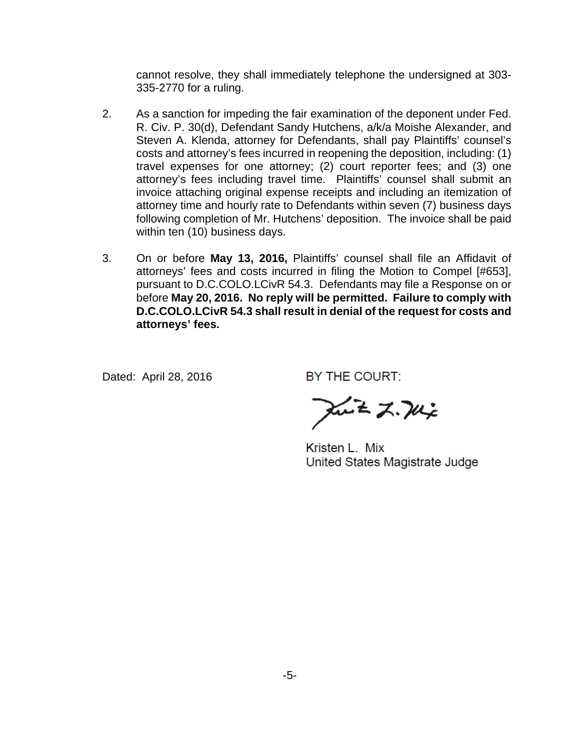cannot resolve, they shall immediately telephone the undersigned at 303-335-2770 for a ruling.

2. As a sanction for impeding the fair examination of the deponent under Fed. R. Civ. P. 30(d), Defendant Sandy Hutchens, a/k/a Moishe Alexander, and Steven A. Klenda, attorney for Defendants, shall pay Plaintiffs' counsel's costs and attorney's fees incurred in reopening the deposition, including: (1) travel expenses for one attorney; (2) court reporter fees; and (3) one attorney's fees including travel time. Plaintiffs' counsel shall submit an invoice attaching original expense receipts and including an itemization of attorney time and hourly rate to Defendants within seven (7) business days following completion of Mr. Hutchens' deposition. The invoice shall be paid within ten (10) business days.

3. On or before **May 13, 2016,** Plaintiffs' counsel shall file an Affidavit of attorneys' fees and costs incurred in filing the Motion to Compel [#653], pursuant to D.C.COLO.LCivR 54.3. Defendants may file a Response on or before **May 20, 2016. No reply will be permitted. Failure to comply with D.C.COLO.LCivR 54.3 shall result in denial of the request for costs and attorneys' fees.**

Dated: April 28, 2016

BY THE COURT:

Kristen L. Mix
United States Magistrate Judge